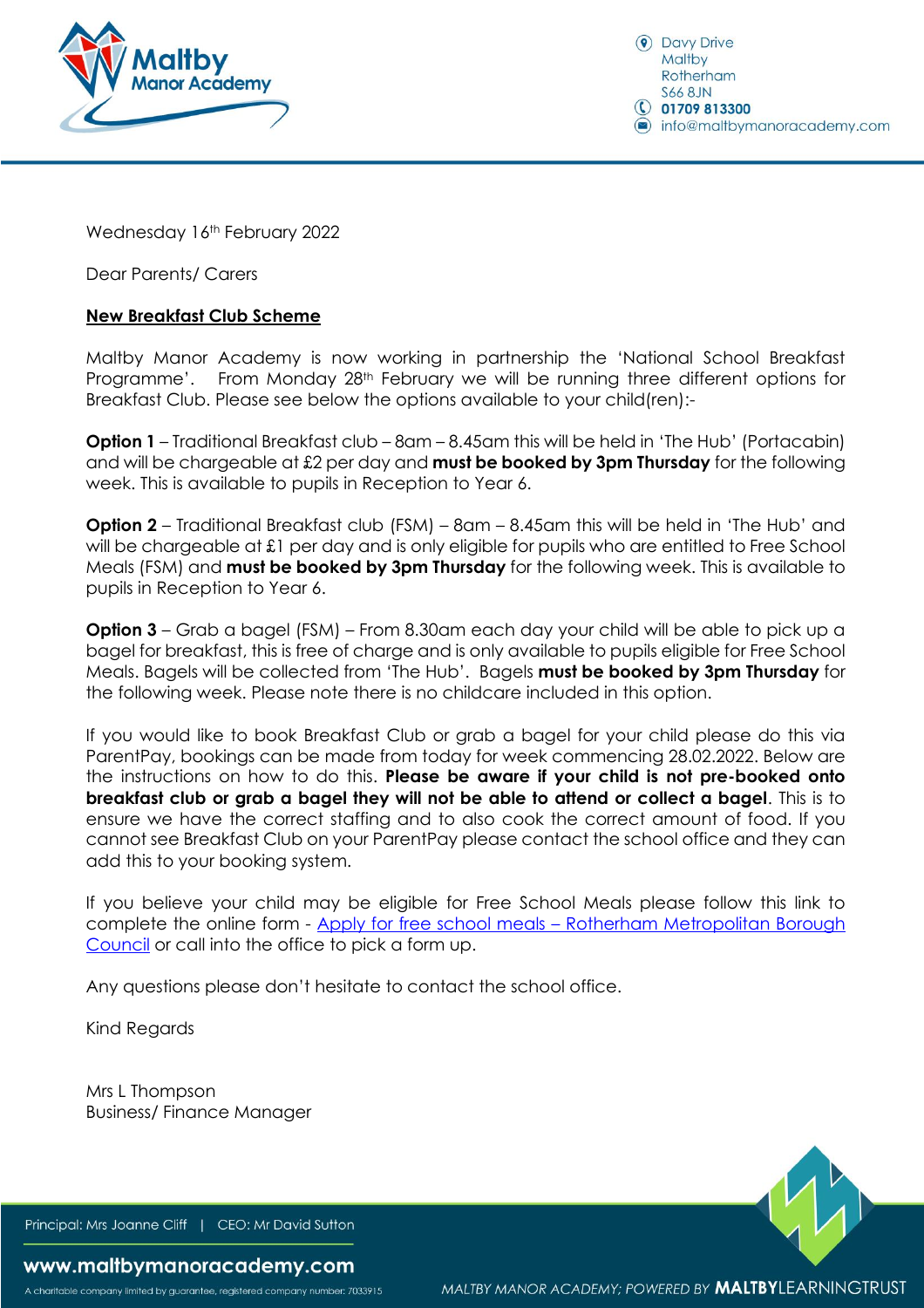Davy Drive
Maltby
Rotherham
S66 8JN
**01709 813300**
info@maltbymanoracademy.com

Wednesday 16th February 2022

Dear Parents/ Carers

**New Breakfast Club Scheme**

Maltby Manor Academy is now working in partnership the 'National School Breakfast Programme'. From Monday 28th February we will be running three different options for Breakfast Club. Please see below the options available to your child(ren):-

**Option 1** – Traditional Breakfast club – 8am – 8.45am this will be held in 'The Hub' (Portacabin) and will be chargeable at £2 per day and **must be booked by 3pm Thursday** for the following week. This is available to pupils in Reception to Year 6.

**Option 2** – Traditional Breakfast club (FSM) – 8am – 8.45am this will be held in 'The Hub' and will be chargeable at £1 per day and is only eligible for pupils who are entitled to Free School Meals (FSM) and **must be booked by 3pm Thursday** for the following week. This is available to pupils in Reception to Year 6.

**Option 3** – Grab a bagel (FSM) – From 8.30am each day your child will be able to pick up a bagel for breakfast, this is free of charge and is only available to pupils eligible for Free School Meals. Bagels will be collected from 'The Hub'. Bagels **must be booked by 3pm Thursday** for the following week. Please note there is no childcare included in this option.

If you would like to book Breakfast Club or grab a bagel for your child please do this via ParentPay, bookings can be made from today for week commencing 28.02.2022. Below are the instructions on how to do this. **Please be aware if your child is not pre-booked onto breakfast club or grab a bagel they will not be able to attend or collect a bagel**. This is to ensure we have the correct staffing and to also cook the correct amount of food. If you cannot see Breakfast Club on your ParentPay please contact the school office and they can add this to your booking system.

If you believe your child may be eligible for Free School Meals please follow this link to complete the online form - Apply for free school meals – Rotherham Metropolitan Borough Council or call into the office to pick a form up.

Any questions please don't hesitate to contact the school office.

Kind Regards

Mrs L Thompson
Business/ Finance Manager

Principal: Mrs Joanne Cliff | CEO: Mr David Sutton

**www.maltbymanoracademy.com**

A charitable company limited by guarantee, registered company number: 7033915

MALTBY MANOR ACADEMY; POWERED BY **MALTBY**LEARNINGTRUST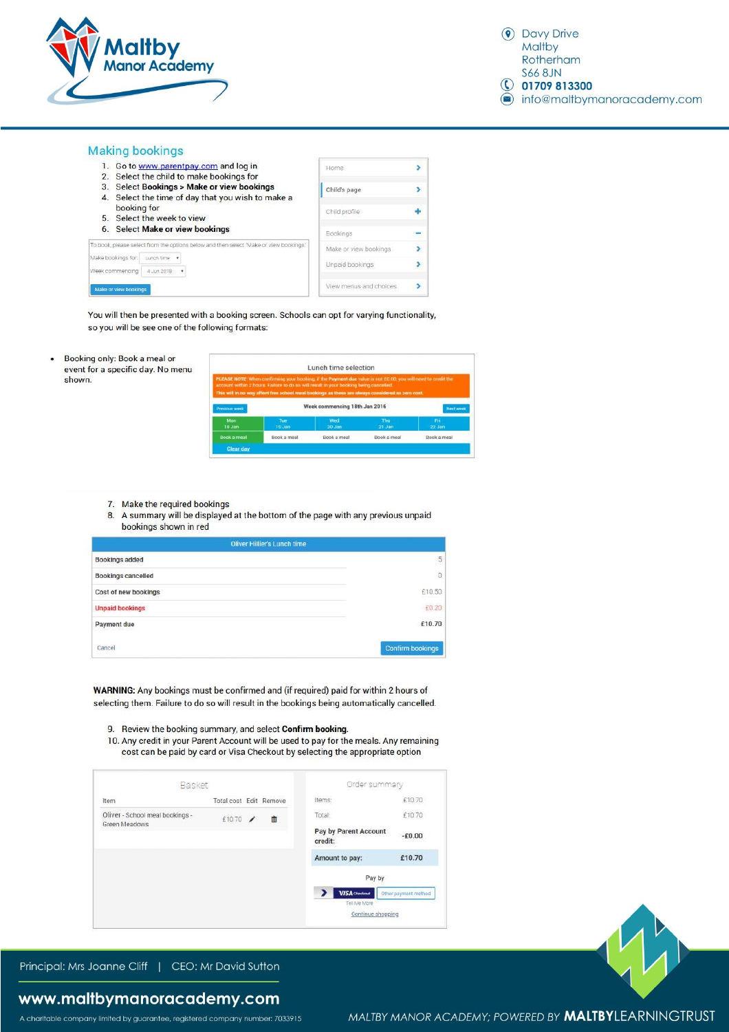## Making bookings

1. Go to www.parentpay.com and log in
2. Select the child to make bookings for
3. Select **Bookings > Make or view bookings**
4. Select the time of day that you wish to make a booking for
5. Select the week to view
6. Select **Make or view bookings**

To book, please select from the options below and then select 'Make or view bookings'.

Make bookings for: Lunch time

Week commencing: 4 Jun 2018

Make or view bookings

Home
Child's page
Child profile
Bookings
Make or view bookings
Unpaid bookings
View menus and choices

You will then be presented with a booking screen. Schools can opt for varying functionality, so you will be see one of the following formats:

- Booking only: Book a meal or event for a specific day. No menu shown.

Lunch time selection

PLEASE NOTE: When confirming your booking, if the Payment due value is not £0.00, you will need to credit the account within 2 hours. Failure to do so will result in your booking being cancelled. This will in no way affect free school meal bookings as these are always considered as zero cost.

Previous week | Week commencing 18th Jan 2016 | Next week

| Mon 18 Jan | Tue 19 Jan | Wed 20 Jan | Thu 21 Jan | Fri 22 Jan |
|---|---|---|---|---|
| Book a meal | Book a meal | Book a meal | Book a meal | Book a meal |
| Clear day | | | | |

7. Make the required bookings
8. A summary will be displayed at the bottom of the page with any previous unpaid bookings shown in red

| Oliver Hillier's Lunch time | |
|---|---|
| Bookings added | 5 |
| Bookings cancelled | 0 |
| Cost of new bookings | £10.50 |
| Unpaid bookings | £0.20 |
| Payment due | £10.70 |
| Cancel | Confirm bookings |

**WARNING:** Any bookings must be confirmed and (if required) paid for within 2 hours of selecting them. Failure to do so will result in the bookings being automatically cancelled.

9. Review the booking summary, and select **Confirm booking**.
10. Any credit in your Parent Account will be used to pay for the meals. Any remaining cost can be paid by card or Visa Checkout by selecting the appropriate option

**Basket**

| Item | Total cost | Edit | Remove |
|---|---|---|---|
| Oliver - School meal bookings - Green Meadows | £10.70 | | |

**Order summary**

| | |
|---|---|
| Items: | £10.70 |
| Total: | £10.70 |
| Pay by Parent Account credit: | -£0.00 |
| Amount to pay: | £10.70 |

Pay by

VISA Checkout | Other payment method

Tell Me More

Continue shopping